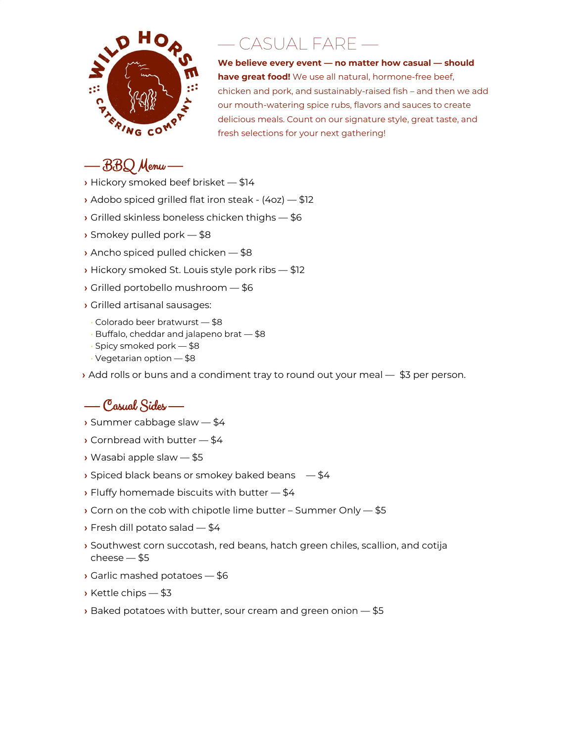Wild Horse Catering Company

# — CASUAL FARE —

**We believe every event — no matter how casual — should have great food!** We use all natural, hormone-free beef, chicken and pork, and sustainably-raised fish – and then we add our mouth-watering spice rubs, flavors and sauces to create delicious meals. Count on our signature style, great taste, and fresh selections for your next gathering!

## — BBQ Menu —

› Hickory smoked beef brisket — $14

› Adobo spiced grilled flat iron steak - (4oz) — $12

› Grilled skinless boneless chicken thighs — $6

› Smokey pulled pork — $8

› Ancho spiced pulled chicken — $8

› Hickory smoked St. Louis style pork ribs — $12

› Grilled portobello mushroom — $6

› Grilled artisanal sausages:

- Colorado beer bratwurst — $8
- Buffalo, cheddar and jalapeno brat — $8
- Spicy smoked pork — $8
- Vegetarian option — $8

› Add rolls or buns and a condiment tray to round out your meal — $3 per person.

## — Casual Sides —

› Summer cabbage slaw — $4

› Cornbread with butter — $4

› Wasabi apple slaw — $5

› Spiced black beans or smokey baked beans — $4

› Fluffy homemade biscuits with butter — $4

› Corn on the cob with chipotle lime butter – Summer Only — $5

› Fresh dill potato salad — $4

› Southwest corn succotash, red beans, hatch green chiles, scallion, and cotija cheese — $5

› Garlic mashed potatoes — $6

› Kettle chips — $3

› Baked potatoes with butter, sour cream and green onion — $5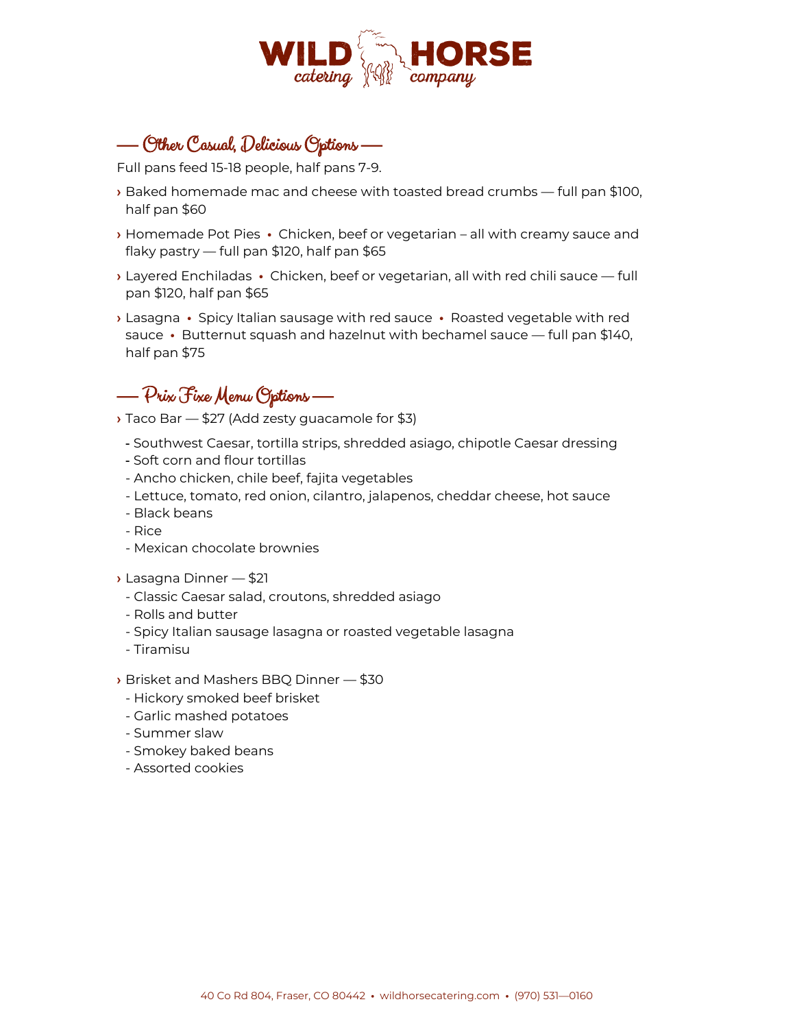## — Other Casual, Delicious Options —

Full pans feed 15-18 people, half pans 7-9.

› Baked homemade mac and cheese with toasted bread crumbs — full pan $100, half pan $60

› Homemade Pot Pies • Chicken, beef or vegetarian – all with creamy sauce and flaky pastry — full pan $120, half pan $65

› Layered Enchiladas • Chicken, beef or vegetarian, all with red chili sauce — full pan $120, half pan $65

› Lasagna • Spicy Italian sausage with red sauce • Roasted vegetable with red sauce • Butternut squash and hazelnut with bechamel sauce — full pan $140, half pan $75

## — Prix Fixe Menu Options —

› Taco Bar — $27 (Add zesty guacamole for $3)

- Southwest Caesar, tortilla strips, shredded asiago, chipotle Caesar dressing
- Soft corn and flour tortillas
- Ancho chicken, chile beef, fajita vegetables
- Lettuce, tomato, red onion, cilantro, jalapenos, cheddar cheese, hot sauce
- Black beans
- Rice
- Mexican chocolate brownies

› Lasagna Dinner — $21

- Classic Caesar salad, croutons, shredded asiago
- Rolls and butter
- Spicy Italian sausage lasagna or roasted vegetable lasagna
- Tiramisu

› Brisket and Mashers BBQ Dinner — $30

- Hickory smoked beef brisket
- Garlic mashed potatoes
- Summer slaw
- Smokey baked beans
- Assorted cookies